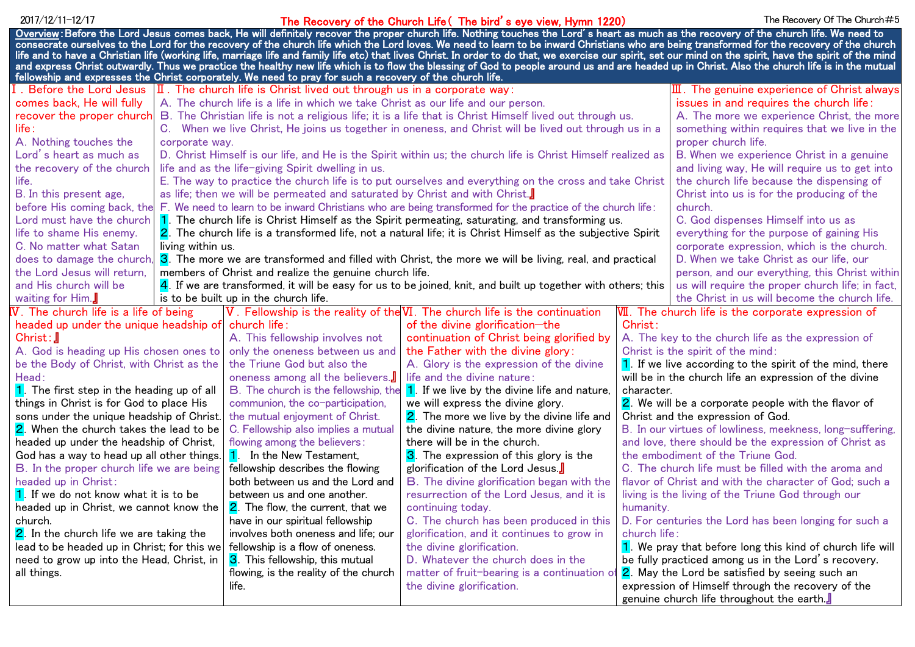2017/12/11-12/17

# The Recovery of the Church Life ( The bird's eye view, Hymn 1220)

The Recovery Of The Church#5

**Overview: Before the Lord Jesus comes back, He will definitely recover the proper church life. Nothing touches the Lord's heart as much as the recovery of the church life. We need to consecrate ourselves to the Lord for the recovery of the church life which the Lord loves. We need to learn to be inward Christians who are being transformed for the recovery of the church life and to have a Christian life (working life, marriage life and family life etc) that lives Christ. In order to do that, we exercise our spirit, set our mind on the spirit, have the spirit of the mind and express Christ outwardly. Thus we practice the healthy new life which is to flow the blessing of God to people around us and are headed up in Christ. Also the church life is in the mutual fellowship and expresses the Christ corporately. We need to pray for such a recovery of the church life.**

## Ⅰ. Before the Lord Jesus comes back, He will fully recover the proper church life:

A. Nothing touches the Lord's heart as much as the recovery of the church life.

B. In this present age, before His coming back, the Lord must have the church life to shame His enemy.

C. No matter what Satan does to damage the church, the Lord Jesus will return, and His church will be waiting for Him.』

## Ⅱ. The church life is Christ lived out through us in a corporate way:

A. The church life is a life in which we take Christ as our life and our person.

B. The Christian life is not a religious life; it is a life that is Christ Himself lived out through us.

C. When we live Christ, He joins us together in oneness, and Christ will be lived out through us in a corporate way.

D. Christ Himself is our life, and He is the Spirit within us; the church life is Christ Himself realized as life and as the life-giving Spirit dwelling in us.

E. The way to practice the church life is to put ourselves and everything on the cross and take Christ as life; then we will be permeated and saturated by Christ and with Christ.』

F. We need to learn to be inward Christians who are being transformed for the practice of the church life:

1. The church life is Christ Himself as the Spirit permeating, saturating, and transforming us.
2. The church life is a transformed life, not a natural life; it is Christ Himself as the subjective Spirit living within us.
3. The more we are transformed and filled with Christ, the more we will be living, real, and practical members of Christ and realize the genuine church life.
4. If we are transformed, it will be easy for us to be joined, knit, and built up together with others; this is to be built up in the church life.

## Ⅲ. The genuine experience of Christ always issues in and requires the church life:

A. The more we experience Christ, the more something within requires that we live in the proper church life.

B. When we experience Christ in a genuine and living way, He will require us to get into the church life because the dispensing of Christ into us is for the producing of the church.

C. God dispenses Himself into us as everything for the purpose of gaining His corporate expression, which is the church.

D. When we take Christ as our life, our person, and our everything, this Christ within us will require the proper church life; in fact, the Christ in us will become the church life.

## Ⅳ. The church life is a life of being headed up under the unique headship of Christ:』

A. God is heading up His chosen ones to be the Body of Christ, with Christ as the Head:

1. The first step in the heading up of all things in Christ is for God to place His sons under the unique headship of Christ.
2. When the church takes the lead to be headed up under the headship of Christ, God has a way to head up all other things.

B. In the proper church life we are being headed up in Christ:

1. If we do not know what it is to be headed up in Christ, we cannot know the church.
2. In the church life we are taking the lead to be headed up in Christ; for this we need to grow up into the Head, Christ, in all things.

## Ⅴ. Fellowship is the reality of the church life:

A. This fellowship involves not only the oneness between us and the Triune God but also the oneness among all the believers.』

B. The church is the fellowship, the communion, the co-participation, the mutual enjoyment of Christ.

C. Fellowship also implies a mutual flowing among the believers:

1. In the New Testament, fellowship describes the flowing both between us and the Lord and between us and one another.
2. The flow, the current, that we have in our spiritual fellowship involves both oneness and life; our fellowship is a flow of oneness.
3. This fellowship, this mutual flowing, is the reality of the church life.

## Ⅵ. The church life is the continuation of the divine glorification—the continuation of Christ being glorified by the Father with the divine glory:

A. Glory is the expression of the divine life and the divine nature:

1. If we live by the divine life and nature, we will express the divine glory.
2. The more we live by the divine life and the divine nature, the more divine glory there will be in the church.
3. The expression of this glory is the glorification of the Lord Jesus.』

B. The divine glorification began with the resurrection of the Lord Jesus, and it is continuing today.

C. The church has been produced in this glorification, and it continues to grow in the divine glorification.

D. Whatever the church does in the matter of fruit-bearing is a continuation of the divine glorification.

## Ⅶ. The church life is the corporate expression of Christ:

A. The key to the church life as the expression of Christ is the spirit of the mind:

1. If we live according to the spirit of the mind, there will be in the church life an expression of the divine character.
2. We will be a corporate people with the flavor of Christ and the expression of God.

B. In our virtues of lowliness, meekness, long-suffering, and love, there should be the expression of Christ as the embodiment of the Triune God.

C. The church life must be filled with the aroma and flavor of Christ and with the character of God; such a living is the living of the Triune God through our humanity.

D. For centuries the Lord has been longing for such a church life:

1. We pray that before long this kind of church life will be fully practiced among us in the Lord's recovery.
2. May the Lord be satisfied by seeing such an expression of Himself through the recovery of the genuine church life throughout the earth.』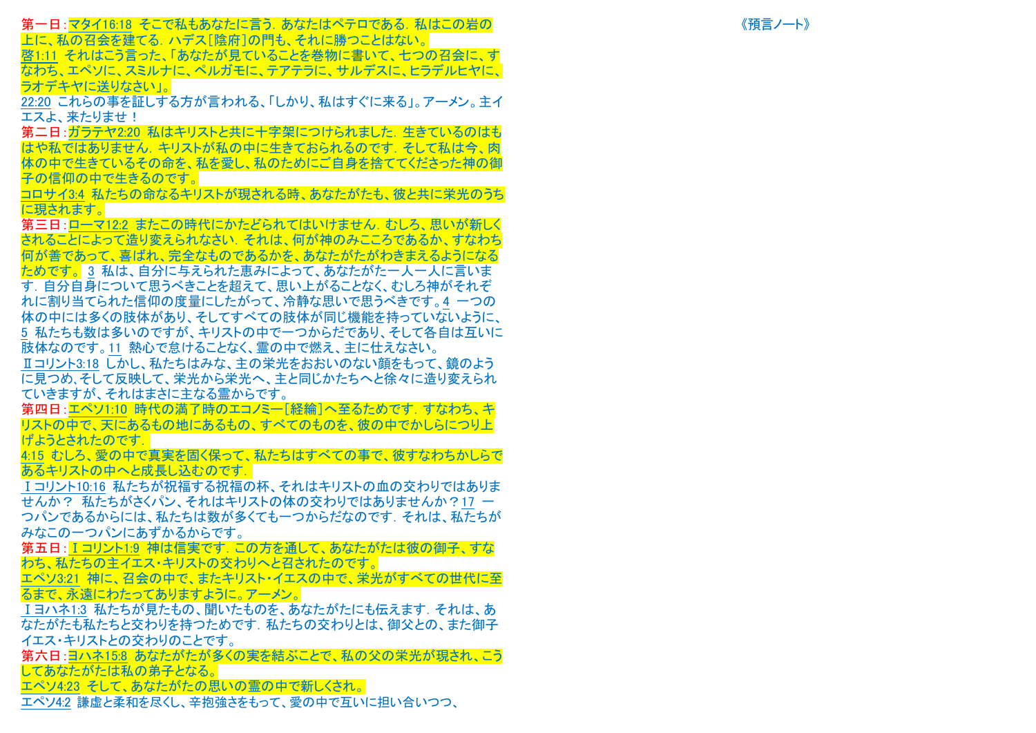《預言ノート》

第一日：マタイ16:18 そこで私もあなたに言う．あなたはペテロである．私はこの岩の上に、私の召会を建てる．ハデス［陰府］の門も、それに勝つことはない。

啓1:11 それはこう言った、「あなたが見ていることを巻物に書いて、七つの召会に、すなわち、エペソに、スミルナに、ペルガモに、テアテラに、サルデスに、ヒラデルヒヤに、ラオデキヤに送りなさい」。

22:20 これらの事を証しする方が言われる、「しかり、私はすぐに来る」。アーメン。主イエスよ、来たりませ！

第二日：ガラテヤ2:20 私はキリストと共に十字架につけられました．生きているのはもはや私ではありません．キリストが私の中に生きておられるのです．そして私は今、肉体の中で生きているその命を、私を愛し、私のためにご自身を捨ててくださった神の御子の信仰の中で生きるのです。

コロサイ3:4 私たちの命なるキリストが現される時、あなたがたも、彼と共に栄光のうちに現されます。

第三日：ローマ12:2 またこの時代にかたどられてはいけません．むしろ、思いが新しくされることによって造り変えられなさい．それは、何が神のみこころであるか、すなわち何が善であって、喜ばれ、完全なものであるかを、あなたがたがわきまえるようになるためです。 3 私は、自分に与えられた恵みによって、あなたがた一人一人に言います．自分自身について思うべきことを超えて、思い上がることなく、むしろ神がそれぞれに割り当てられた信仰の度量にしたがって、冷静な思いで思うべきです。4 一つの体の中には多くの肢体があり、そしてすべての肢体が同じ機能を持っていないように、5 私たちも数は多いのですが、キリストの中で一つからだであり、そして各自は互いに肢体なのです。11 熱心で怠けることなく、霊の中で燃え、主に仕えなさい。

Ⅱコリント3:18 しかし、私たちはみな、主の栄光をおおいのない顔をもって、鏡のように見つめ、そして反映して、栄光から栄光へ、主と同じかたちへと徐々に造り変えられていきますが、それはまさに主なる霊からです。

第四日：エペソ1:10 時代の満了時のエコノミー［経綸］へ至るためです．すなわち、キリストの中で、天にあるもの地にあるもの、すべてのものを、彼の中でかしらにつり上げようとされたのです．

4:15 むしろ、愛の中で真実を固く保って、私たちはすべての事で、彼すなわちかしらであるキリストの中へと成長し込むのです．

Ⅰコリント10:16 私たちが祝福する祝福の杯、それはキリストの血の交わりではありませんか？ 私たちがさくパン、それはキリストの体の交わりではありませんか？17 一つパンであるからには、私たちは数が多くても一つからだなのです．それは、私たちがみなこの一つパンにあずかるからです。

第五日：Ⅰコリント1:9 神は信実です．この方を通して、あなたがたは彼の御子、すなわち、私たちの主イエス・キリストの交わりへと召されたのです。

エペソ3:21 神に、召会の中で、またキリスト・イエスの中で、栄光がすべての世代に至るまで、永遠にわたってありますように。アーメン。

Ⅰヨハネ1:3 私たちが見たもの、聞いたものを、あなたがたにも伝えます．それは、あなたがたも私たちと交わりを持つためです．私たちの交わりとは、御父との、また御子イエス・キリストとの交わりのことです。

第六日：ヨハネ15:8 あなたがたが多くの実を結ぶことで、私の父の栄光が現され、こうしてあなたがたは私の弟子となる。

エペソ4:23 そして、あなたがたの思いの霊の中で新しくされ。

エペソ4:2 謙虚と柔和を尽くし、辛抱強さをもって、愛の中で互いに担い合いつつ、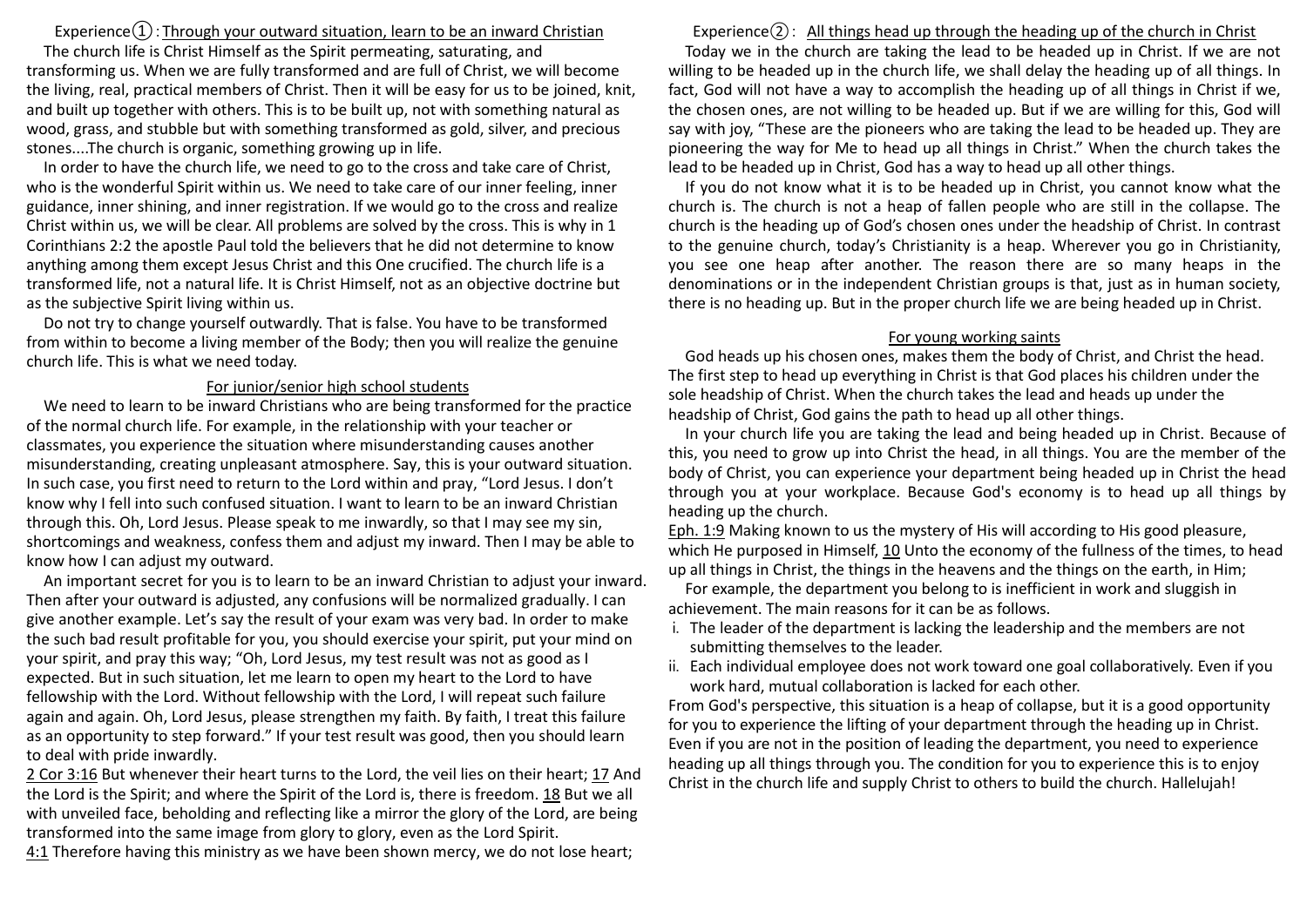## Experience①: Through your outward situation, learn to be an inward Christian

The church life is Christ Himself as the Spirit permeating, saturating, and transforming us. When we are fully transformed and are full of Christ, we will become the living, real, practical members of Christ. Then it will be easy for us to be joined, knit, and built up together with others. This is to be built up, not with something natural as wood, grass, and stubble but with something transformed as gold, silver, and precious stones....The church is organic, something growing up in life.

In order to have the church life, we need to go to the cross and take care of Christ, who is the wonderful Spirit within us. We need to take care of our inner feeling, inner guidance, inner shining, and inner registration. If we would go to the cross and realize Christ within us, we will be clear. All problems are solved by the cross. This is why in 1 Corinthians 2:2 the apostle Paul told the believers that he did not determine to know anything among them except Jesus Christ and this One crucified. The church life is a transformed life, not a natural life. It is Christ Himself, not as an objective doctrine but as the subjective Spirit living within us.

Do not try to change yourself outwardly. That is false. You have to be transformed from within to become a living member of the Body; then you will realize the genuine church life. This is what we need today.

### For junior/senior high school students

We need to learn to be inward Christians who are being transformed for the practice of the normal church life. For example, in the relationship with your teacher or classmates, you experience the situation where misunderstanding causes another misunderstanding, creating unpleasant atmosphere. Say, this is your outward situation. In such case, you first need to return to the Lord within and pray, "Lord Jesus. I don't know why I fell into such confused situation. I want to learn to be an inward Christian through this. Oh, Lord Jesus. Please speak to me inwardly, so that I may see my sin, shortcomings and weakness, confess them and adjust my inward. Then I may be able to know how I can adjust my outward.

An important secret for you is to learn to be an inward Christian to adjust your inward. Then after your outward is adjusted, any confusions will be normalized gradually. I can give another example. Let's say the result of your exam was very bad. In order to make the such bad result profitable for you, you should exercise your spirit, put your mind on your spirit, and pray this way; "Oh, Lord Jesus, my test result was not as good as I expected. But in such situation, let me learn to open my heart to the Lord to have fellowship with the Lord. Without fellowship with the Lord, I will repeat such failure again and again. Oh, Lord Jesus, please strengthen my faith. By faith, I treat this failure as an opportunity to step forward." If your test result was good, then you should learn to deal with pride inwardly.

2 Cor 3:16 But whenever their heart turns to the Lord, the veil lies on their heart; 17 And the Lord is the Spirit; and where the Spirit of the Lord is, there is freedom. 18 But we all with unveiled face, beholding and reflecting like a mirror the glory of the Lord, are being transformed into the same image from glory to glory, even as the Lord Spirit.
4:1 Therefore having this ministry as we have been shown mercy, we do not lose heart;

## Experience②: All things head up through the heading up of the church in Christ

Today we in the church are taking the lead to be headed up in Christ. If we are not willing to be headed up in the church life, we shall delay the heading up of all things. In fact, God will not have a way to accomplish the heading up of all things in Christ if we, the chosen ones, are not willing to be headed up. But if we are willing for this, God will say with joy, "These are the pioneers who are taking the lead to be headed up. They are pioneering the way for Me to head up all things in Christ." When the church takes the lead to be headed up in Christ, God has a way to head up all other things.

If you do not know what it is to be headed up in Christ, you cannot know what the church is. The church is not a heap of fallen people who are still in the collapse. The church is the heading up of God's chosen ones under the headship of Christ. In contrast to the genuine church, today's Christianity is a heap. Wherever you go in Christianity, you see one heap after another. The reason there are so many heaps in the denominations or in the independent Christian groups is that, just as in human society, there is no heading up. But in the proper church life we are being headed up in Christ.

### For young working saints

God heads up his chosen ones, makes them the body of Christ, and Christ the head. The first step to head up everything in Christ is that God places his children under the sole headship of Christ. When the church takes the lead and heads up under the headship of Christ, God gains the path to head up all other things.

In your church life you are taking the lead and being headed up in Christ. Because of this, you need to grow up into Christ the head, in all things. You are the member of the body of Christ, you can experience your department being headed up in Christ the head through you at your workplace. Because God's economy is to head up all things by heading up the church.

Eph. 1:9 Making known to us the mystery of His will according to His good pleasure, which He purposed in Himself, 10 Unto the economy of the fullness of the times, to head up all things in Christ, the things in the heavens and the things on the earth, in Him;

For example, the department you belong to is inefficient in work and sluggish in achievement. The main reasons for it can be as follows.

i. The leader of the department is lacking the leadership and the members are not submitting themselves to the leader.
ii. Each individual employee does not work toward one goal collaboratively. Even if you work hard, mutual collaboration is lacked for each other.

From God's perspective, this situation is a heap of collapse, but it is a good opportunity for you to experience the lifting of your department through the heading up in Christ. Even if you are not in the position of leading the department, you need to experience heading up all things through you. The condition for you to experience this is to enjoy Christ in the church life and supply Christ to others to build the church. Hallelujah!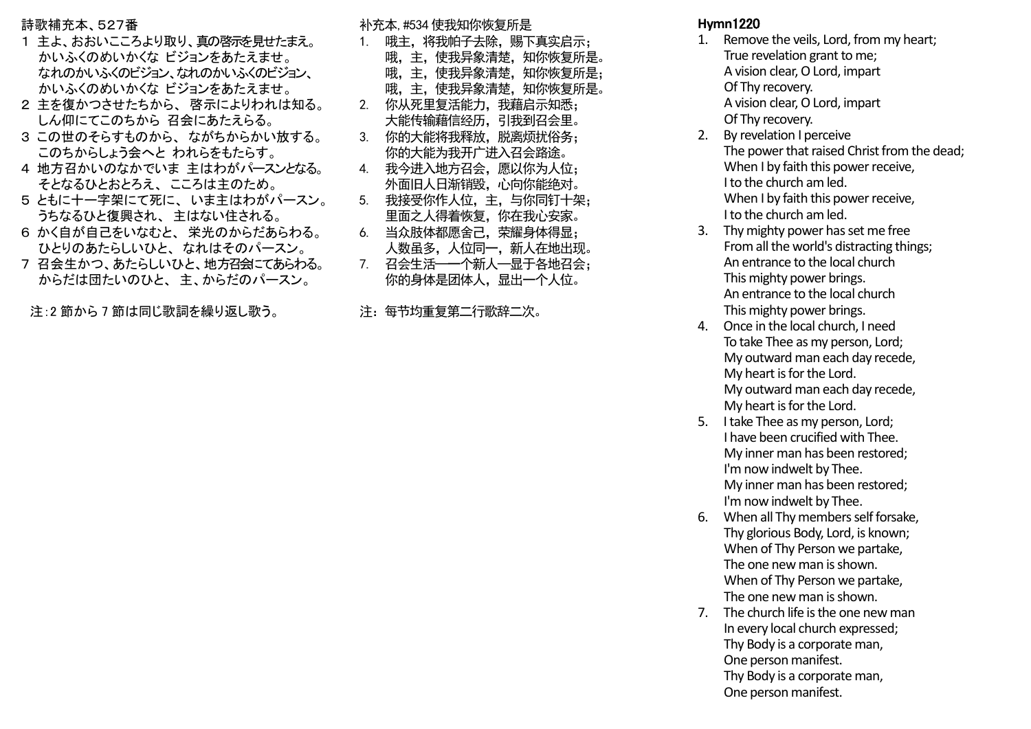詩歌補充本、527番

1 主よ、おおいこころより取り、真の啓示を見せたまえ。
　かいふくのめいかくな ビジョンをあたえませ。
　なれのかいふくのビジョン、なれのかいふくのビジョン、
　かいふくのめいかくな ビジョンをあたえませ。
2 主を復かつさせたちから、 啓示によりわれは知る。
　しん仰にてこのちから 召会にあたえらる。
3 この世のそらすものから、 ながちからかい放する。
　このちからしょう会へと われらをもたらす。
4 地方召かいのなかでいま 主はわがパースンとなる。
　そとなるひとおとろえ、 こころは主のため。
5 ともに十一字架にて死に、 いま主はわがパースン。
　うちなるひと復興され、 主はない住される。
6 かく自が自己をいなむと、 栄光のからだあらわる。
　ひとりのあたらしいひと、 なれはそのパースン。
7 召会生かつ、あたらしいひと、地方召会にてあらわる。
　からだは団たいのひと、 主、からだのパースン。

注:2 節から 7 節は同じ歌詞を繰り返し歌う。

补充本, #534 使我知你恢复所是

1. 哦主，将我帕子去除，赐下真实启示；
　哦，主，使我异象清楚，知你恢复所是。
　哦，主，使我异象清楚，知你恢复所是；
　哦，主，使我异象清楚，知你恢复所是。
2. 你从死里复活能力，我藉启示知悉；
　大能传输藉信经历，引我到召会里。
3. 你的大能将我释放，脱离烦扰俗务；
　你的大能为我开广进入召会路途。
4. 我今进入地方召会，愿以你为人位；
　外面旧人日渐销毁，心向你能绝对。
5. 我接受你作人位，主，与你同钉十架；
　里面之人得着恢复，你在我心安家。
6. 当众肢体都愿舍己，荣耀身体得显；
　人数虽多，人位同一，新人在地出现。
7. 召会生活——个新人—显于各地召会；
　你的身体是团体人，显出一个人位。

注：每节均重复第二行歌辞二次。

**Hymn1220**

1. Remove the veils, Lord, from my heart;
   True revelation grant to me;
   A vision clear, O Lord, impart
   Of Thy recovery.
   A vision clear, O Lord, impart
   Of Thy recovery.
2. By revelation I perceive
   The power that raised Christ from the dead;
   When I by faith this power receive,
   I to the church am led.
   When I by faith this power receive,
   I to the church am led.
3. Thy mighty power has set me free
   From all the world's distracting things;
   An entrance to the local church
   This mighty power brings.
   An entrance to the local church
   This mighty power brings.
4. Once in the local church, I need
   To take Thee as my person, Lord;
   My outward man each day recede,
   My heart is for the Lord.
   My outward man each day recede,
   My heart is for the Lord.
5. I take Thee as my person, Lord;
   I have been crucified with Thee.
   My inner man has been restored;
   I'm now indwelt by Thee.
   My inner man has been restored;
   I'm now indwelt by Thee.
6. When all Thy members self forsake,
   Thy glorious Body, Lord, is known;
   When of Thy Person we partake,
   The one new man is shown.
   When of Thy Person we partake,
   The one new man is shown.
7. The church life is the one new man
   In every local church expressed;
   Thy Body is a corporate man,
   One person manifest.
   Thy Body is a corporate man,
   One person manifest.